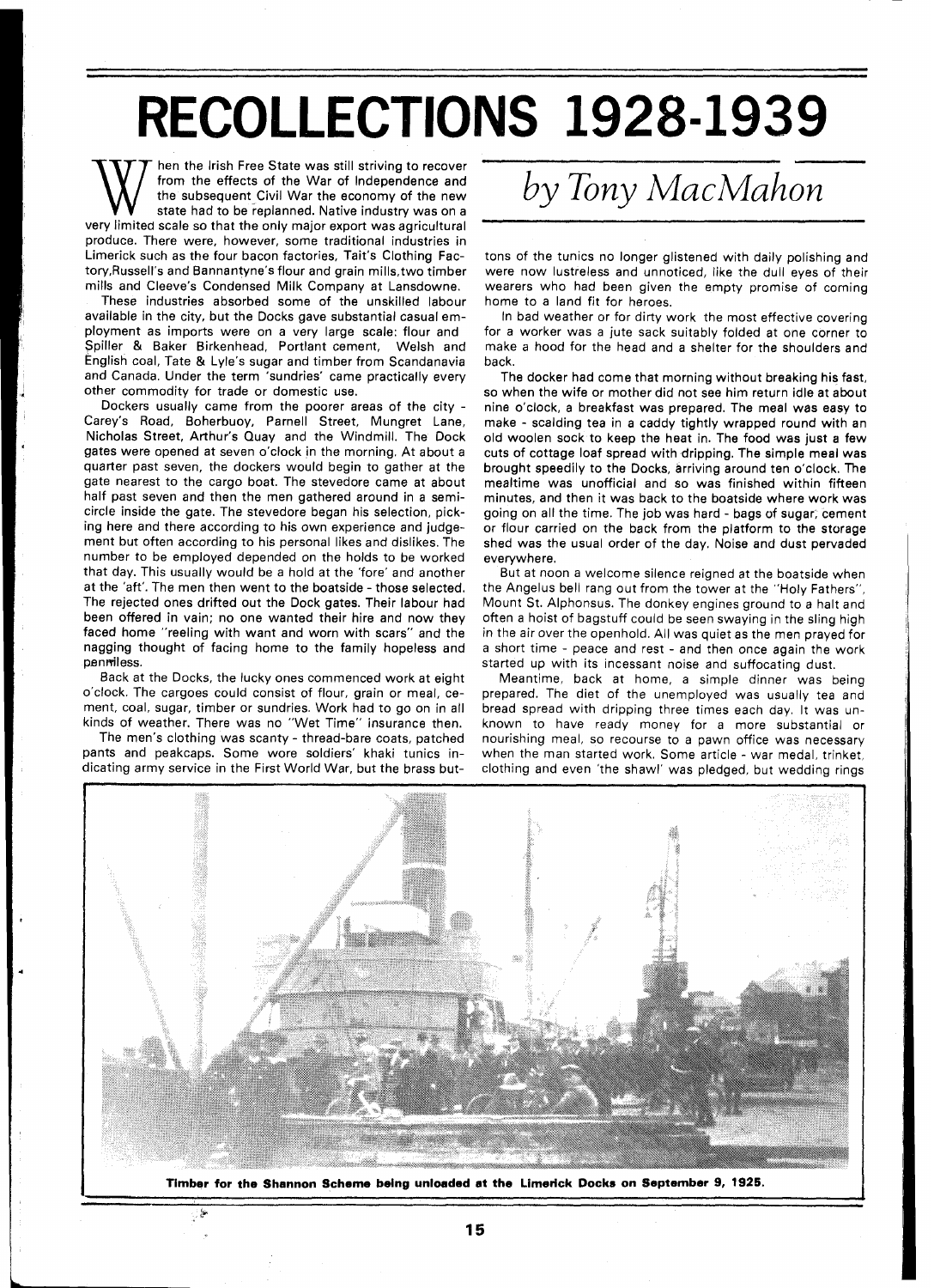# RECOLLECTIONS 1928-1939

*by Tony MacMahon*

When the Irish Free State was still striving to recover from the effects of the War of Independence and the subsequent Civil War the economy of the new state had to be replanned. Native industry was on a very limited scale so that the only major export was agricultural produce. There were, however, some traditional industries in Limerick such as the four bacon factories, Tait's Clothing Factory,Russell's and Bannantyne's flour and grain mills,two timber mills and Cleeve's Condensed Milk Company at Lansdowne.

These industries absorbed some of the unskilled labour available in the city, but the Docks gave substantial casual employment as imports were on a very large scale: flour and Spiller & Baker Birkenhead, Portlant cement, Welsh and English coal, Tate & Lyle's sugar and timber from Scandanavia and Canada. Under the term 'sundries' came practically every other commodity for trade or domestic use.

Dockers usually came from the poorer areas of the city - Carey's Road, Boherbuoy, Parnell Street, Mungret Lane, Nicholas Street, Arthur's Quay and the Windmill. The Dock gates were opened at seven o'clock in the morning. At about a quarter past seven, the dockers would begin to gather at the gate nearest to the cargo boat. The stevedore came at about half past seven and then the men gathered around in a semicircle inside the gate. The stevedore began his selection, picking here and there according to his own experience and judgement but often according to his personal likes and dislikes. The number to be employed depended on the holds to be worked that day. This usually would be a hold at the 'fore' and another at the 'aft'. The men then went to the boatside - those selected. The rejected ones drifted out the Dock gates. Their labour had been offered in vain; no one wanted their hire and now they faced home "reeling with want and worn with scars" and the nagging thought of facing home to the family hopeless and penniless.

Back at the Docks, the lucky ones commenced work at eight o'clock. The cargoes could consist of flour, grain or meal, cement, coal, sugar, timber or sundries. Work had to go on in all kinds of weather. There was no "Wet Time" insurance then.

The men's clothing was scanty - thread-bare coats, patched pants and peakcaps. Some wore soldiers' khaki tunics indicating army service in the First World War, but the brass buttons of the tunics no longer glistened with daily polishing and were now lustreless and unnoticed, like the dull eyes of their wearers who had been given the empty promise of coming home to a land fit for heroes.

In bad weather or for dirty work the most effective covering for a worker was a jute sack suitably folded at one corner to make a hood for the head and a shelter for the shoulders and back.

The docker had come that morning without breaking his fast, so when the wife or mother did not see him return idle at about nine o'clock, a breakfast was prepared. The meal was easy to make - scalding tea in a caddy tightly wrapped round with an old woolen sock to keep the heat in. The food was just a few cuts of cottage loaf spread with dripping. The simple meal was brought speedily to the Docks, arriving around ten o'clock. The mealtime was unofficial and so was finished within fifteen minutes, and then it was back to the boatside where work was going on all the time. The job was hard - bags of sugar, cement or flour carried on the back from the platform to the storage shed was the usual order of the day. Noise and dust pervaded everywhere.

But at noon a welcome silence reigned at the boatside when the Angelus bell rang out from the tower at the "Holy Fathers", Mount St. Alphonsus. The donkey engines ground to a halt and often a hoist of bagstuff could be seen swaying in the sling high in the air over the openhold. All was quiet as the men prayed for a short time - peace and rest - and then once again the work started up with its incessant noise and suffocating dust.

Meantime, back at home, a simple dinner was being prepared. The diet of the unemployed was usually tea and bread spread with dripping three times each day. It was unknown to have ready money for a more substantial or nourishing meal, so recourse to a pawn office was necessary when the man started work. Some article - war medal, trinket, clothing and even 'the shawl' was pledged, but wedding rings

**Timber for the Shannon Scheme being unloaded at the Limerick Docks on September 9, 1925.**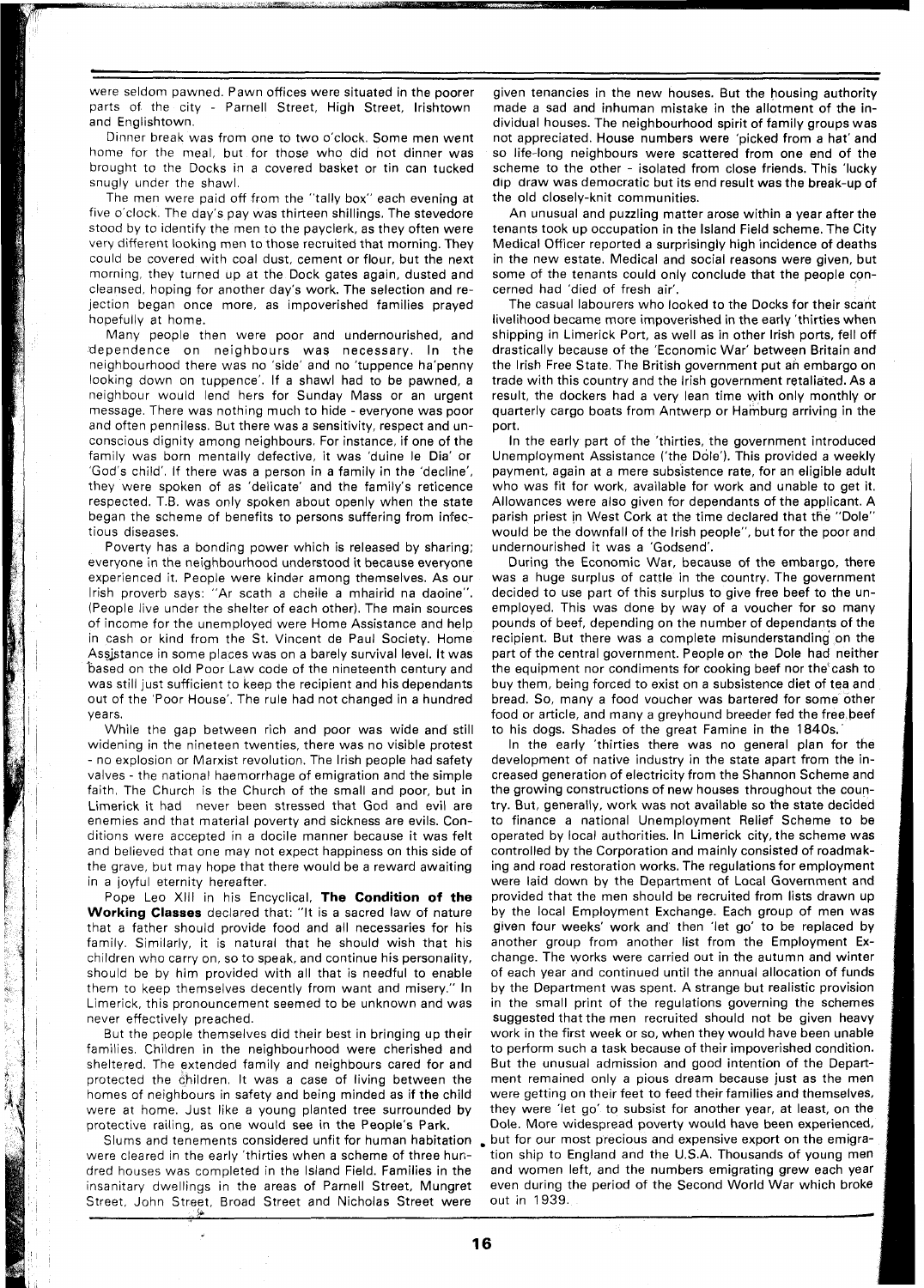were seldom pawned. Pawn offices were situated in the poorer parts of the city - Parnell Street, High Street, Irishtown and Englishtown.

Dinner break was from one to two o'clock. Some men went home for the meal, but for those who did not dinner was brought to the Docks in a covered basket or tin can tucked snugly under the shawl.

The men were paid off from the "tally box" each evening at five o'clock. The day's pay was thirteen shillings. The stevedore stood by to identify the men to the payclerk, as they often were very different looking men to those recruited that morning. They could be covered with coal dust, cement or flour, but the next morning, they turned up at the Dock gates again, dusted and cleansed, hoping for another day's work. The selection and rejection began once more, as impoverished families prayed hopefully at home.

Many people then were poor and undernourished, and dependence on neighbours was necessary. In the neighbourhood there was no 'side' and no 'tuppence ha'penny looking down on tuppence'. If a shawl had to be pawned, a neighbour would lend hers for Sunday Mass or an urgent message. There was nothing much to hide - everyone was poor and often penniless. But there was a sensitivity, respect and unconscious dignity among neighbours. For instance, if one of the family was born mentally defective, it was 'duine le Dia' or 'God's child'. If there was a person in a family in the 'decline', they were spoken of as 'delicate' and the family's reticence respected. T.B. was only spoken about openly when the state began the scheme of benefits to persons suffering from infectious diseases.

Poverty has a bonding power which is released by sharing; everyone in the neighbourhood understood it because everyone experienced it. People were kinder among themselves. As our Irish proverb says: "Ar scath a cheile a mhairid na daoine". (People live under the shelter of each other). The main sources of income for the unemployed were Home Assistance and help in cash or kind from the St. Vincent de Paul Society. Home Assistance in some places was on a barely survival level. It was based on the old Poor Law code of the nineteenth century and was still just sufficient to keep the recipient and his dependants out of the 'Poor House'. The rule had not changed in a hundred years.

While the gap between rich and poor was wide and still widening in the nineteen twenties, there was no visible protest - no explosion or Marxist revolution. The Irish people had safety valves - the national haemorrhage of emigration and the simple faith. The Church is the Church of the small and poor, but in Limerick it had never been stressed that God and evil are enemies and that material poverty and sickness are evils. Conditions were accepted in a docile manner because it was felt and believed that one may not expect happiness on this side of the grave, but may hope that there would be a reward awaiting in a joyful eternity hereafter.

Pope Leo XIII in his Encyclical, **The Condition of the Working Classes** declared that: "It is a sacred law of nature that a father should provide food and all necessaries for his family. Similarly, it is natural that he should wish that his children who carry on, so to speak, and continue his personality, should be by him provided with all that is needful to enable them to keep themselves decently from want and misery." In Limerick, this pronouncement seemed to be unknown and was never effectively preached.

But the people themselves did their best in bringing up their families. Children in the neighbourhood were cherished and sheltered. The extended family and neighbours cared for and protected the children. It was a case of living between the homes of neighbours in safety and being minded as if the child were at home. Just like a young planted tree surrounded by protective railing, as one would see in the People's Park.

Slums and tenements considered unfit for human habitation were cleared in the early 'thirties when a scheme of three hundred houses was completed in the Island Field. Families in the insanitary dwellings in the areas of Parnell Street, Mungret Street, John Street, Broad Street and Nicholas Street were given tenancies in the new houses. But the housing authority made a sad and inhuman mistake in the allotment of the individual houses. The neighbourhood spirit of family groups was not appreciated. House numbers were 'picked from a hat' and so life-long neighbours were scattered from one end of the scheme to the other - isolated from close friends. This 'lucky dip draw was democratic but its end result was the break-up of the old closely-knit communities.

An unusual and puzzling matter arose within a year after the tenants took up occupation in the Island Field scheme. The City Medical Officer reported a surprisingly high incidence of deaths in the new estate. Medical and social reasons were given, but some of the tenants could only conclude that the people concerned had 'died of fresh air'.

The casual labourers who looked to the Docks for their scant livelihood became more impoverished in the early 'thirties when shipping in Limerick Port, as well as in other Irish ports, fell off drastically because of the 'Economic War' between Britain and the Irish Free State. The British government put an embargo on trade with this country and the Irish government retaliated. As a result, the dockers had a very lean time with only monthly or quarterly cargo boats from Antwerp or Hamburg arriving in the port.

In the early part of the 'thirties, the government introduced Unemployment Assistance ('the Dole'). This provided a weekly payment, again at a mere subsistence rate, for an eligible adult who was fit for work, available for work and unable to get it. Allowances were also given for dependants of the applicant. A parish priest in West Cork at the time declared that the "Dole" would be the downfall of the Irish people", but for the poor and undernourished it was a 'Godsend'.

During the Economic War, because of the embargo, there was a huge surplus of cattle in the country. The government decided to use part of this surplus to give free beef to the unemployed. This was done by way of a voucher for so many pounds of beef, depending on the number of dependants of the recipient. But there was a complete misunderstanding on the part of the central government. People on the Dole had neither the equipment nor condiments for cooking beef nor the cash to buy them, being forced to exist on a subsistence diet of tea and bread. So, many a food voucher was bartered for some other food or article, and many a greyhound breeder fed the free beef to his dogs. Shades of the great Famine in the 1840s.

In the early 'thirties there was no general plan for the development of native industry in the state apart from the increased generation of electricity from the Shannon Scheme and the growing constructions of new houses throughout the country. But, generally, work was not available so the state decided to finance a national Unemployment Relief Scheme to be operated by local authorities. In Limerick city, the scheme was controlled by the Corporation and mainly consisted of roadmaking and road restoration works. The regulations for employment were laid down by the Department of Local Government and provided that the men should be recruited from lists drawn up by the local Employment Exchange. Each group of men was given four weeks' work and then 'let go' to be replaced by another group from another list from the Employment Exchange. The works were carried out in the autumn and winter of each year and continued until the annual allocation of funds by the Department was spent. A strange but realistic provision in the small print of the regulations governing the schemes suggested that the men recruited should not be given heavy work in the first week or so, when they would have been unable to perform such a task because of their impoverished condition. But the unusual admission and good intention of the Department remained only a pious dream because just as the men were getting on their feet to feed their families and themselves, they were 'let go' to subsist for another year, at least, on the Dole. More widespread poverty would have been experienced, but for our most precious and expensive export on the emigration ship to England and the U.S.A. Thousands of young men and women left, and the numbers emigrating grew each year even during the period of the Second World War which broke out in 1939.